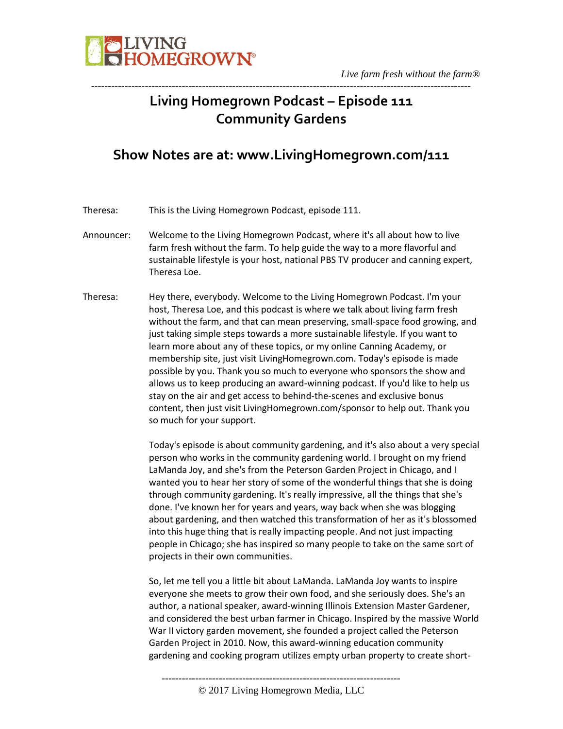# Living Homegrown Podcast – Episode 111
# Community Gardens

## Show Notes are at: www.LivingHomegrown.com/111

Theresa: This is the Living Homegrown Podcast, episode 111.

Announcer: Welcome to the Living Homegrown Podcast, where it's all about how to live farm fresh without the farm. To help guide the way to a more flavorful and sustainable lifestyle is your host, national PBS TV producer and canning expert, Theresa Loe.

Theresa: Hey there, everybody. Welcome to the Living Homegrown Podcast. I'm your host, Theresa Loe, and this podcast is where we talk about living farm fresh without the farm, and that can mean preserving, small-space food growing, and just taking simple steps towards a more sustainable lifestyle. If you want to learn more about any of these topics, or my online Canning Academy, or membership site, just visit LivingHomegrown.com. Today's episode is made possible by you. Thank you so much to everyone who sponsors the show and allows us to keep producing an award-winning podcast. If you'd like to help us stay on the air and get access to behind-the-scenes and exclusive bonus content, then just visit LivingHomegrown.com/sponsor to help out. Thank you so much for your support.

Today's episode is about community gardening, and it's also about a very special person who works in the community gardening world. I brought on my friend LaManda Joy, and she's from the Peterson Garden Project in Chicago, and I wanted you to hear her story of some of the wonderful things that she is doing through community gardening. It's really impressive, all the things that she's done. I've known her for years and years, way back when she was blogging about gardening, and then watched this transformation of her as it's blossomed into this huge thing that is really impacting people. And not just impacting people in Chicago; she has inspired so many people to take on the same sort of projects in their own communities.

So, let me tell you a little bit about LaManda. LaManda Joy wants to inspire everyone she meets to grow their own food, and she seriously does. She's an author, a national speaker, award-winning Illinois Extension Master Gardener, and considered the best urban farmer in Chicago. Inspired by the massive World War II victory garden movement, she founded a project called the Peterson Garden Project in 2010. Now, this award-winning education community gardening and cooking program utilizes empty urban property to create short-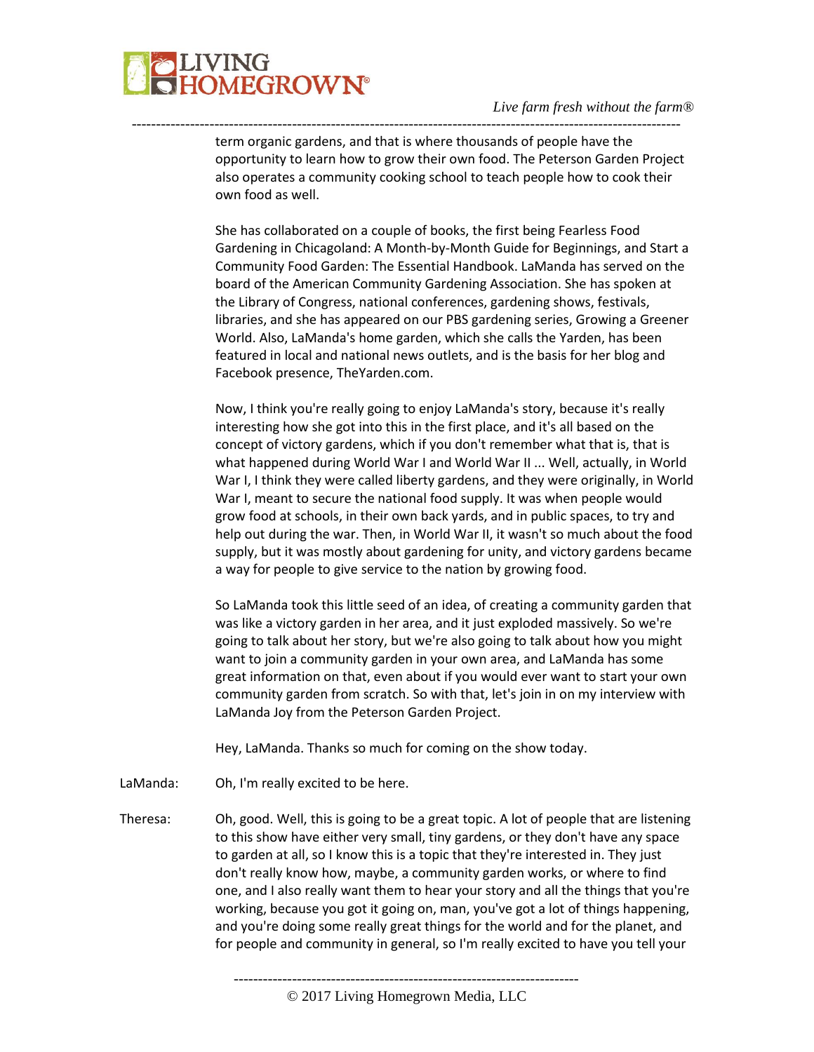term organic gardens, and that is where thousands of people have the opportunity to learn how to grow their own food. The Peterson Garden Project also operates a community cooking school to teach people how to cook their own food as well.

She has collaborated on a couple of books, the first being Fearless Food Gardening in Chicagoland: A Month-by-Month Guide for Beginnings, and Start a Community Food Garden: The Essential Handbook. LaManda has served on the board of the American Community Gardening Association. She has spoken at the Library of Congress, national conferences, gardening shows, festivals, libraries, and she has appeared on our PBS gardening series, Growing a Greener World. Also, LaManda's home garden, which she calls the Yarden, has been featured in local and national news outlets, and is the basis for her blog and Facebook presence, TheYarden.com.

Now, I think you're really going to enjoy LaManda's story, because it's really interesting how she got into this in the first place, and it's all based on the concept of victory gardens, which if you don't remember what that is, that is what happened during World War I and World War II ... Well, actually, in World War I, I think they were called liberty gardens, and they were originally, in World War I, meant to secure the national food supply. It was when people would grow food at schools, in their own back yards, and in public spaces, to try and help out during the war. Then, in World War II, it wasn't so much about the food supply, but it was mostly about gardening for unity, and victory gardens became a way for people to give service to the nation by growing food.

So LaManda took this little seed of an idea, of creating a community garden that was like a victory garden in her area, and it just exploded massively. So we're going to talk about her story, but we're also going to talk about how you might want to join a community garden in your own area, and LaManda has some great information on that, even about if you would ever want to start your own community garden from scratch. So with that, let's join in on my interview with LaManda Joy from the Peterson Garden Project.

Hey, LaManda. Thanks so much for coming on the show today.

LaManda: Oh, I'm really excited to be here.

Theresa: Oh, good. Well, this is going to be a great topic. A lot of people that are listening to this show have either very small, tiny gardens, or they don't have any space to garden at all, so I know this is a topic that they're interested in. They just don't really know how, maybe, a community garden works, or where to find one, and I also really want them to hear your story and all the things that you're working, because you got it going on, man, you've got a lot of things happening, and you're doing some really great things for the world and for the planet, and for people and community in general, so I'm really excited to have you tell your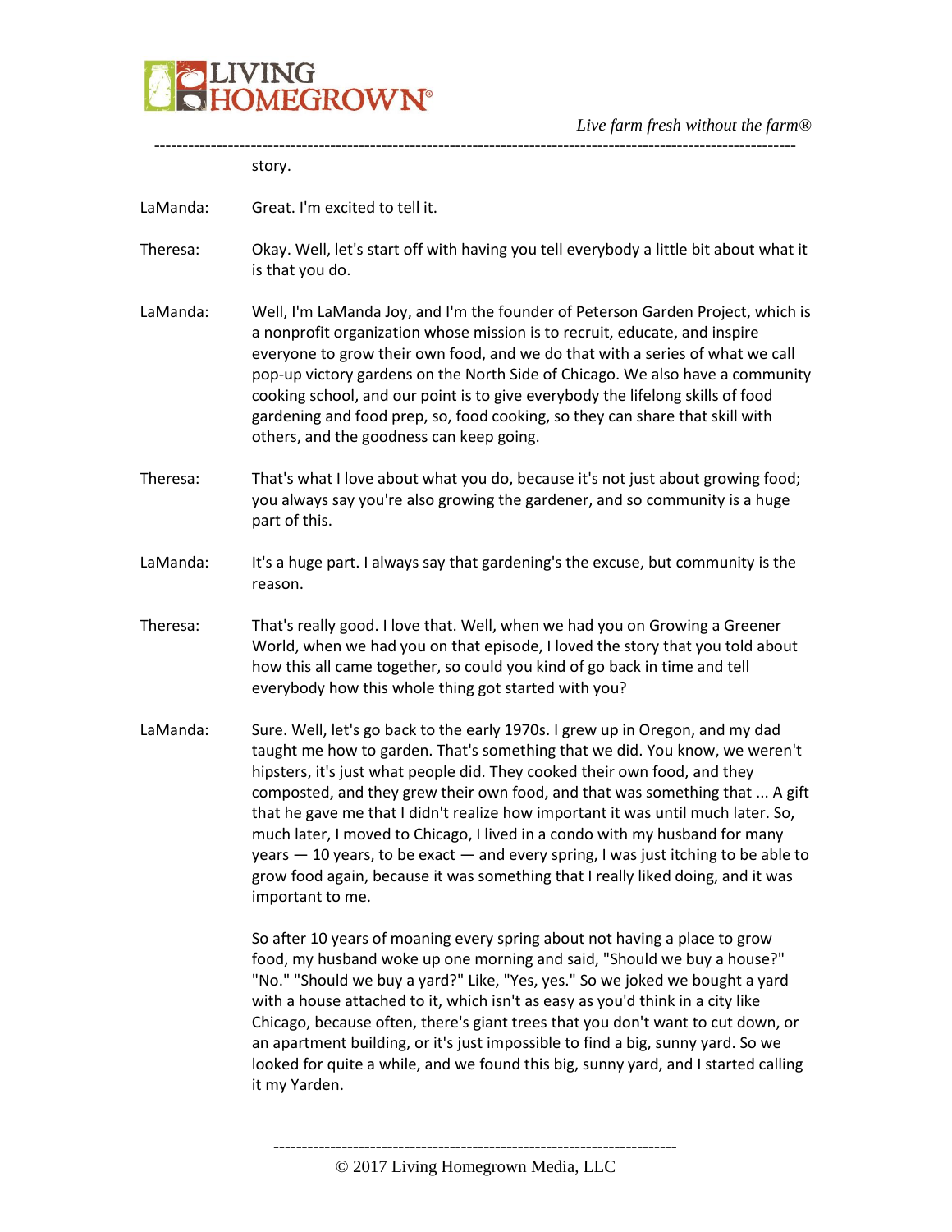story.

LaManda: Great. I'm excited to tell it.

Theresa: Okay. Well, let's start off with having you tell everybody a little bit about what it is that you do.

LaManda: Well, I'm LaManda Joy, and I'm the founder of Peterson Garden Project, which is a nonprofit organization whose mission is to recruit, educate, and inspire everyone to grow their own food, and we do that with a series of what we call pop-up victory gardens on the North Side of Chicago. We also have a community cooking school, and our point is to give everybody the lifelong skills of food gardening and food prep, so, food cooking, so they can share that skill with others, and the goodness can keep going.

Theresa: That's what I love about what you do, because it's not just about growing food; you always say you're also growing the gardener, and so community is a huge part of this.

LaManda: It's a huge part. I always say that gardening's the excuse, but community is the reason.

Theresa: That's really good. I love that. Well, when we had you on Growing a Greener World, when we had you on that episode, I loved the story that you told about how this all came together, so could you kind of go back in time and tell everybody how this whole thing got started with you?

LaManda: Sure. Well, let's go back to the early 1970s. I grew up in Oregon, and my dad taught me how to garden. That's something that we did. You know, we weren't hipsters, it's just what people did. They cooked their own food, and they composted, and they grew their own food, and that was something that ... A gift that he gave me that I didn't realize how important it was until much later. So, much later, I moved to Chicago, I lived in a condo with my husband for many years — 10 years, to be exact — and every spring, I was just itching to be able to grow food again, because it was something that I really liked doing, and it was important to me.

So after 10 years of moaning every spring about not having a place to grow food, my husband woke up one morning and said, "Should we buy a house?" "No." "Should we buy a yard?" Like, "Yes, yes." So we joked we bought a yard with a house attached to it, which isn't as easy as you'd think in a city like Chicago, because often, there's giant trees that you don't want to cut down, or an apartment building, or it's just impossible to find a big, sunny yard. So we looked for quite a while, and we found this big, sunny yard, and I started calling it my Yarden.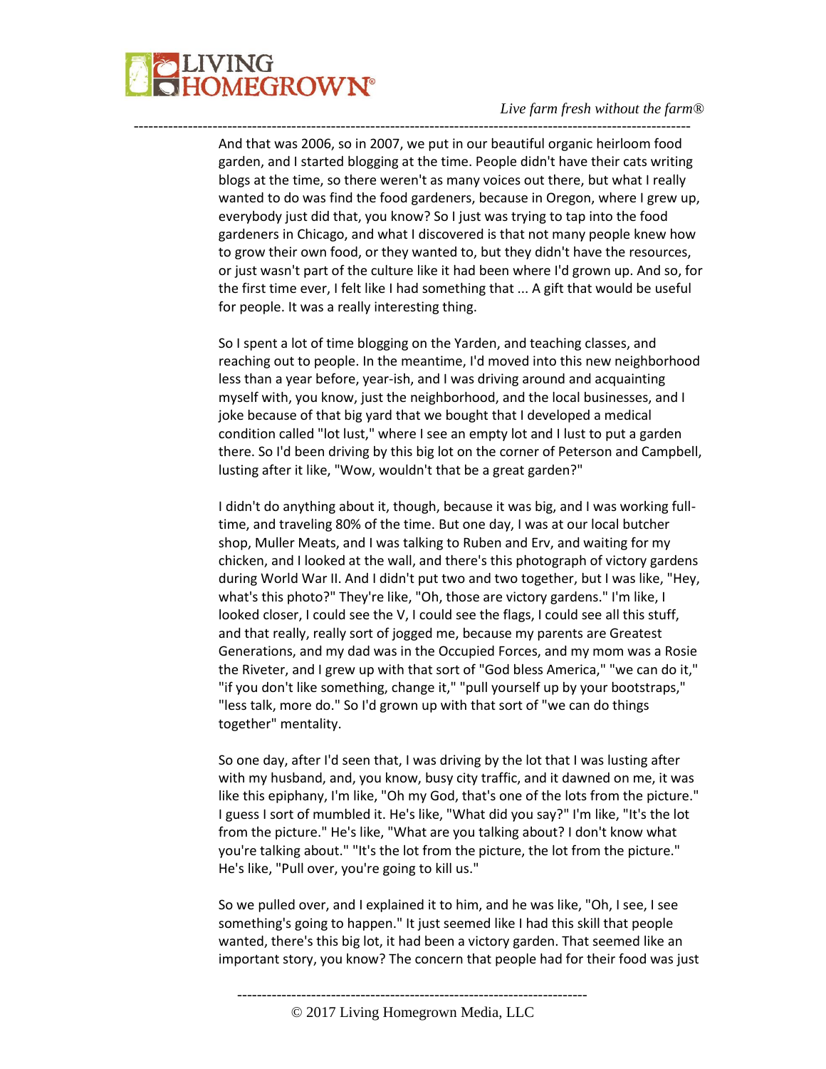And that was 2006, so in 2007, we put in our beautiful organic heirloom food garden, and I started blogging at the time. People didn't have their cats writing blogs at the time, so there weren't as many voices out there, but what I really wanted to do was find the food gardeners, because in Oregon, where I grew up, everybody just did that, you know? So I just was trying to tap into the food gardeners in Chicago, and what I discovered is that not many people knew how to grow their own food, or they wanted to, but they didn't have the resources, or just wasn't part of the culture like it had been where I'd grown up. And so, for the first time ever, I felt like I had something that ... A gift that would be useful for people. It was a really interesting thing.

So I spent a lot of time blogging on the Yarden, and teaching classes, and reaching out to people. In the meantime, I'd moved into this new neighborhood less than a year before, year-ish, and I was driving around and acquainting myself with, you know, just the neighborhood, and the local businesses, and I joke because of that big yard that we bought that I developed a medical condition called "lot lust," where I see an empty lot and I lust to put a garden there. So I'd been driving by this big lot on the corner of Peterson and Campbell, lusting after it like, "Wow, wouldn't that be a great garden?"

I didn't do anything about it, though, because it was big, and I was working full-time, and traveling 80% of the time. But one day, I was at our local butcher shop, Muller Meats, and I was talking to Ruben and Erv, and waiting for my chicken, and I looked at the wall, and there's this photograph of victory gardens during World War II. And I didn't put two and two together, but I was like, "Hey, what's this photo?" They're like, "Oh, those are victory gardens." I'm like, I looked closer, I could see the V, I could see the flags, I could see all this stuff, and that really, really sort of jogged me, because my parents are Greatest Generations, and my dad was in the Occupied Forces, and my mom was a Rosie the Riveter, and I grew up with that sort of "God bless America," "we can do it," "if you don't like something, change it," "pull yourself up by your bootstraps," "less talk, more do." So I'd grown up with that sort of "we can do things together" mentality.

So one day, after I'd seen that, I was driving by the lot that I was lusting after with my husband, and, you know, busy city traffic, and it dawned on me, it was like this epiphany, I'm like, "Oh my God, that's one of the lots from the picture." I guess I sort of mumbled it. He's like, "What did you say?" I'm like, "It's the lot from the picture." He's like, "What are you talking about? I don't know what you're talking about." "It's the lot from the picture, the lot from the picture." He's like, "Pull over, you're going to kill us."

So we pulled over, and I explained it to him, and he was like, "Oh, I see, I see something's going to happen." It just seemed like I had this skill that people wanted, there's this big lot, it had been a victory garden. That seemed like an important story, you know? The concern that people had for their food was just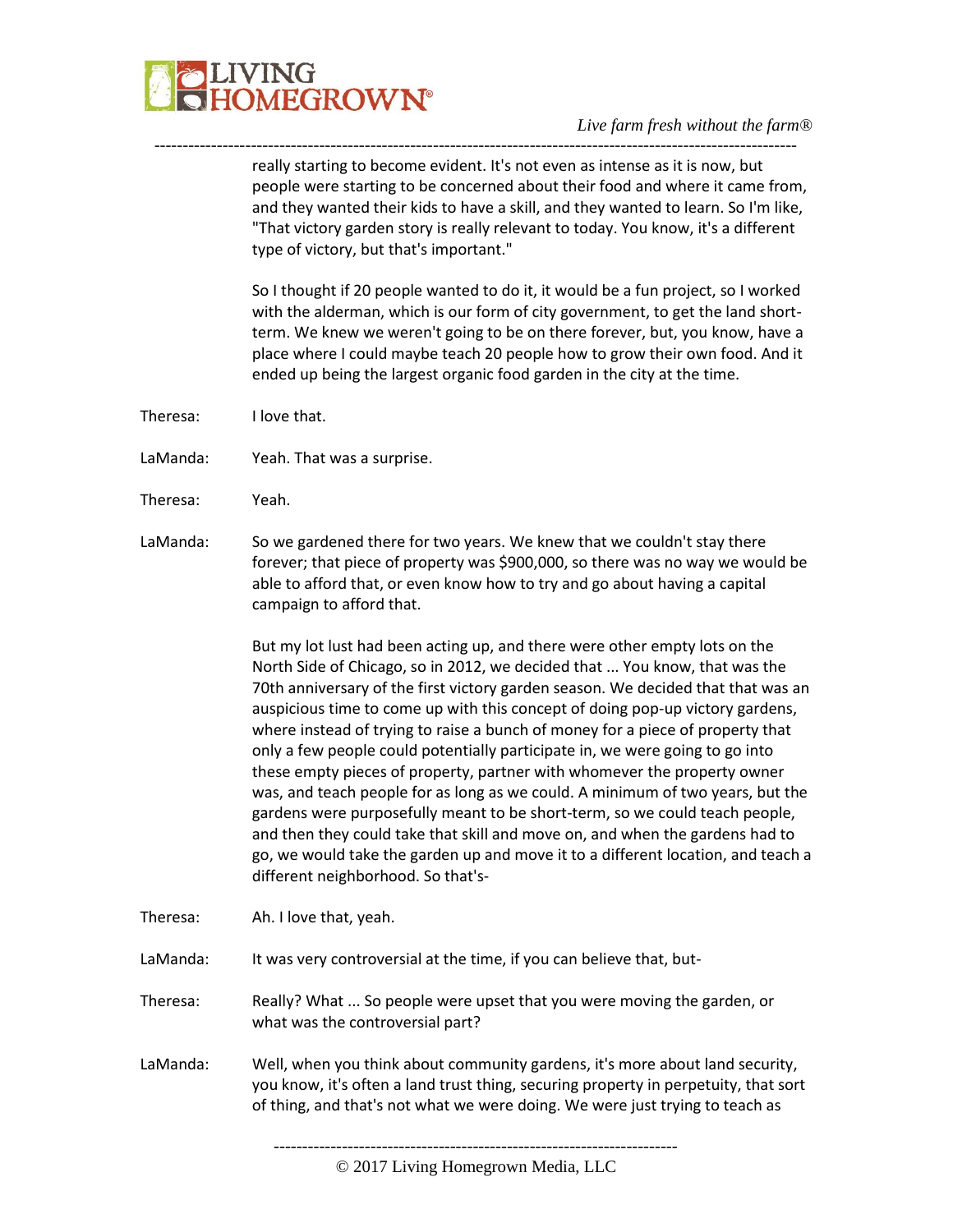really starting to become evident. It's not even as intense as it is now, but people were starting to be concerned about their food and where it came from, and they wanted their kids to have a skill, and they wanted to learn. So I'm like, "That victory garden story is really relevant to today. You know, it's a different type of victory, but that's important."

So I thought if 20 people wanted to do it, it would be a fun project, so I worked with the alderman, which is our form of city government, to get the land short-term. We knew we weren't going to be on there forever, but, you know, have a place where I could maybe teach 20 people how to grow their own food. And it ended up being the largest organic food garden in the city at the time.

Theresa: I love that.

LaManda: Yeah. That was a surprise.

Theresa: Yeah.

LaManda: So we gardened there for two years. We knew that we couldn't stay there forever; that piece of property was $900,000, so there was no way we would be able to afford that, or even know how to try and go about having a capital campaign to afford that.

But my lot lust had been acting up, and there were other empty lots on the North Side of Chicago, so in 2012, we decided that ... You know, that was the 70th anniversary of the first victory garden season. We decided that that was an auspicious time to come up with this concept of doing pop-up victory gardens, where instead of trying to raise a bunch of money for a piece of property that only a few people could potentially participate in, we were going to go into these empty pieces of property, partner with whomever the property owner was, and teach people for as long as we could. A minimum of two years, but the gardens were purposefully meant to be short-term, so we could teach people, and then they could take that skill and move on, and when the gardens had to go, we would take the garden up and move it to a different location, and teach a different neighborhood. So that's-

Theresa: Ah. I love that, yeah.

LaManda: It was very controversial at the time, if you can believe that, but-

Theresa: Really? What ... So people were upset that you were moving the garden, or what was the controversial part?

LaManda: Well, when you think about community gardens, it's more about land security, you know, it's often a land trust thing, securing property in perpetuity, that sort of thing, and that's not what we were doing. We were just trying to teach as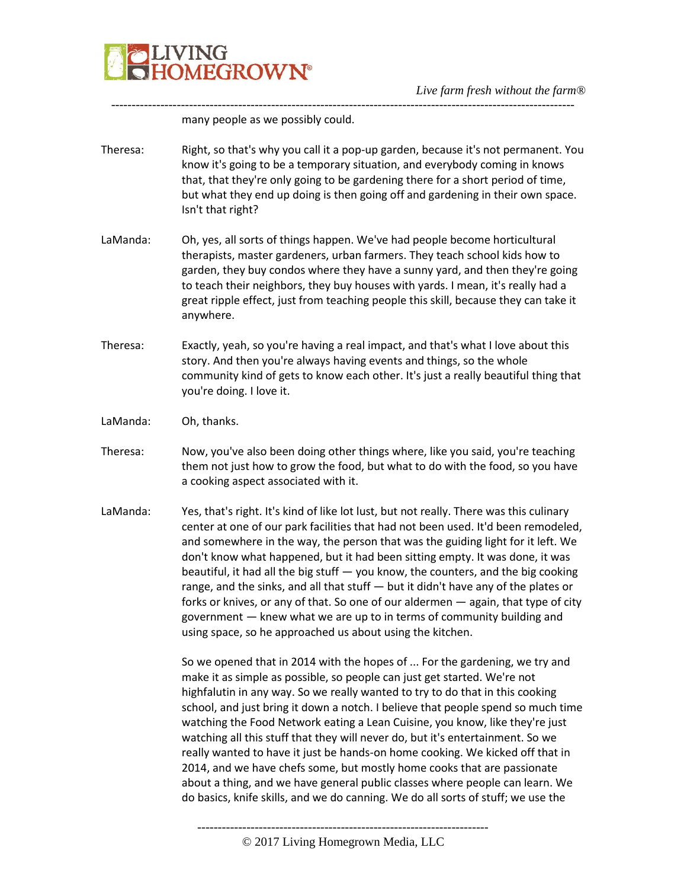many people as we possibly could.

Theresa: Right, so that's why you call it a pop-up garden, because it's not permanent. You know it's going to be a temporary situation, and everybody coming in knows that, that they're only going to be gardening there for a short period of time, but what they end up doing is then going off and gardening in their own space. Isn't that right?

LaManda: Oh, yes, all sorts of things happen. We've had people become horticultural therapists, master gardeners, urban farmers. They teach school kids how to garden, they buy condos where they have a sunny yard, and then they're going to teach their neighbors, they buy houses with yards. I mean, it's really had a great ripple effect, just from teaching people this skill, because they can take it anywhere.

Theresa: Exactly, yeah, so you're having a real impact, and that's what I love about this story. And then you're always having events and things, so the whole community kind of gets to know each other. It's just a really beautiful thing that you're doing. I love it.

LaManda: Oh, thanks.

Theresa: Now, you've also been doing other things where, like you said, you're teaching them not just how to grow the food, but what to do with the food, so you have a cooking aspect associated with it.

LaManda: Yes, that's right. It's kind of like lot lust, but not really. There was this culinary center at one of our park facilities that had not been used. It'd been remodeled, and somewhere in the way, the person that was the guiding light for it left. We don't know what happened, but it had been sitting empty. It was done, it was beautiful, it had all the big stuff — you know, the counters, and the big cooking range, and the sinks, and all that stuff — but it didn't have any of the plates or forks or knives, or any of that. So one of our aldermen — again, that type of city government — knew what we are up to in terms of community building and using space, so he approached us about using the kitchen.

So we opened that in 2014 with the hopes of ... For the gardening, we try and make it as simple as possible, so people can just get started. We're not highfalutin in any way. So we really wanted to try to do that in this cooking school, and just bring it down a notch. I believe that people spend so much time watching the Food Network eating a Lean Cuisine, you know, like they're just watching all this stuff that they will never do, but it's entertainment. So we really wanted to have it just be hands-on home cooking. We kicked off that in 2014, and we have chefs some, but mostly home cooks that are passionate about a thing, and we have general public classes where people can learn. We do basics, knife skills, and we do canning. We do all sorts of stuff; we use the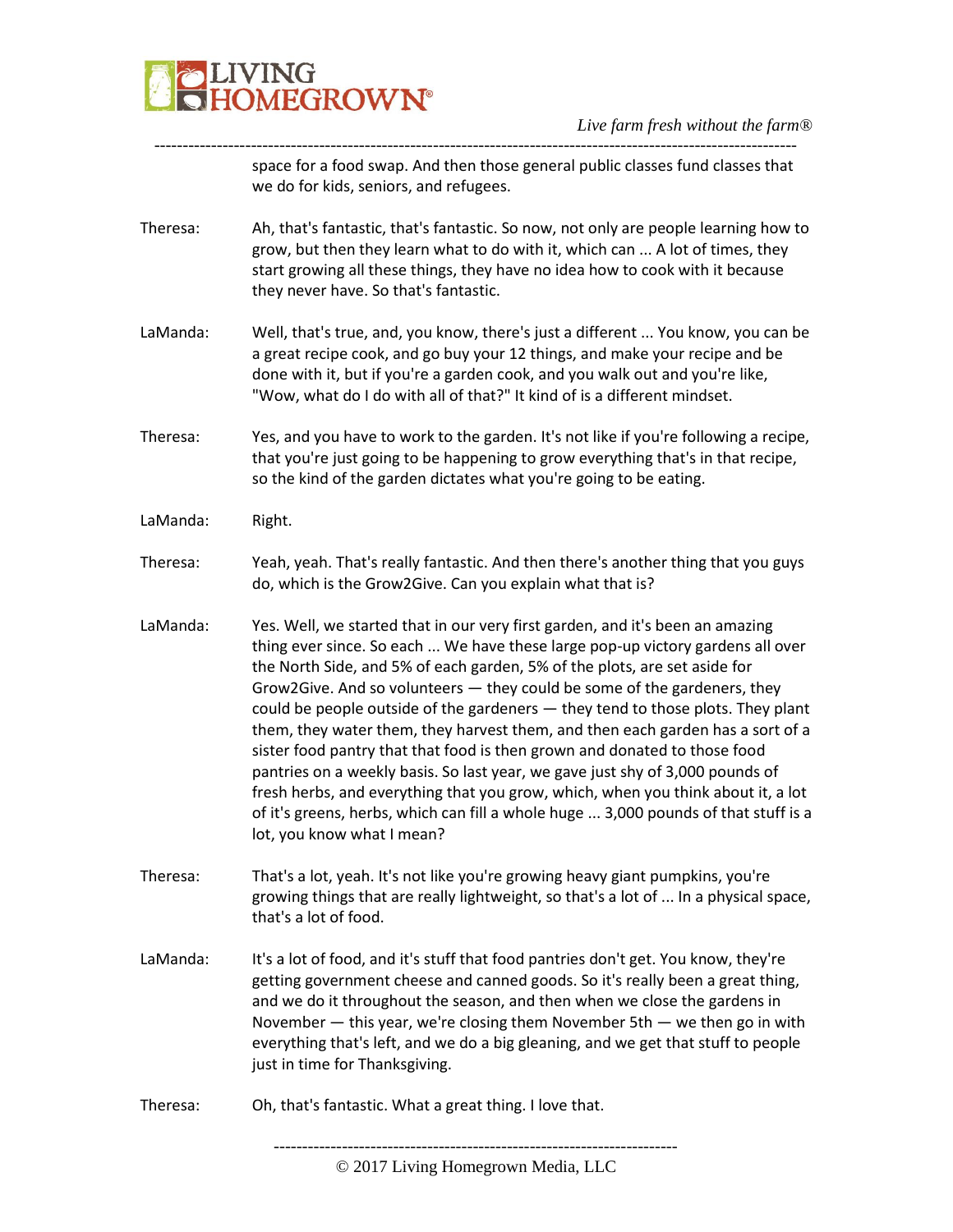space for a food swap. And then those general public classes fund classes that we do for kids, seniors, and refugees.

Theresa: Ah, that's fantastic, that's fantastic. So now, not only are people learning how to grow, but then they learn what to do with it, which can ... A lot of times, they start growing all these things, they have no idea how to cook with it because they never have. So that's fantastic.

LaManda: Well, that's true, and, you know, there's just a different ... You know, you can be a great recipe cook, and go buy your 12 things, and make your recipe and be done with it, but if you're a garden cook, and you walk out and you're like, "Wow, what do I do with all of that?" It kind of is a different mindset.

Theresa: Yes, and you have to work to the garden. It's not like if you're following a recipe, that you're just going to be happening to grow everything that's in that recipe, so the kind of the garden dictates what you're going to be eating.

LaManda: Right.

Theresa: Yeah, yeah. That's really fantastic. And then there's another thing that you guys do, which is the Grow2Give. Can you explain what that is?

LaManda: Yes. Well, we started that in our very first garden, and it's been an amazing thing ever since. So each ... We have these large pop-up victory gardens all over the North Side, and 5% of each garden, 5% of the plots, are set aside for Grow2Give. And so volunteers — they could be some of the gardeners, they could be people outside of the gardeners — they tend to those plots. They plant them, they water them, they harvest them, and then each garden has a sort of a sister food pantry that that food is then grown and donated to those food pantries on a weekly basis. So last year, we gave just shy of 3,000 pounds of fresh herbs, and everything that you grow, which, when you think about it, a lot of it's greens, herbs, which can fill a whole huge ... 3,000 pounds of that stuff is a lot, you know what I mean?

Theresa: That's a lot, yeah. It's not like you're growing heavy giant pumpkins, you're growing things that are really lightweight, so that's a lot of ... In a physical space, that's a lot of food.

LaManda: It's a lot of food, and it's stuff that food pantries don't get. You know, they're getting government cheese and canned goods. So it's really been a great thing, and we do it throughout the season, and then when we close the gardens in November — this year, we're closing them November 5th — we then go in with everything that's left, and we do a big gleaning, and we get that stuff to people just in time for Thanksgiving.

Theresa: Oh, that's fantastic. What a great thing. I love that.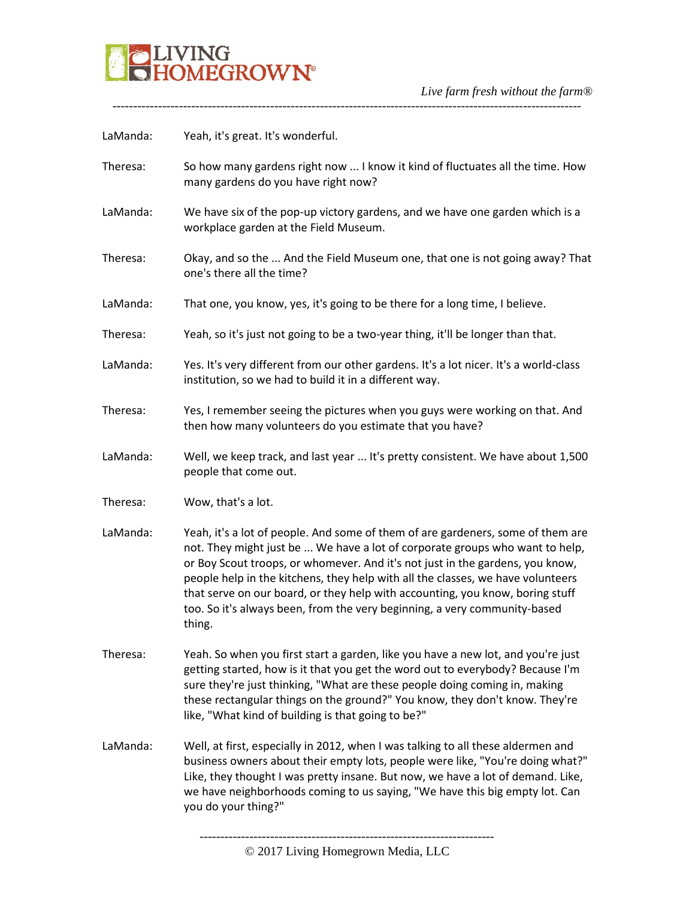LaManda: Yeah, it's great. It's wonderful.

Theresa: So how many gardens right now ... I know it kind of fluctuates all the time. How many gardens do you have right now?

LaManda: We have six of the pop-up victory gardens, and we have one garden which is a workplace garden at the Field Museum.

Theresa: Okay, and so the ... And the Field Museum one, that one is not going away? That one's there all the time?

LaManda: That one, you know, yes, it's going to be there for a long time, I believe.

Theresa: Yeah, so it's just not going to be a two-year thing, it'll be longer than that.

LaManda: Yes. It's very different from our other gardens. It's a lot nicer. It's a world-class institution, so we had to build it in a different way.

Theresa: Yes, I remember seeing the pictures when you guys were working on that. And then how many volunteers do you estimate that you have?

LaManda: Well, we keep track, and last year ... It's pretty consistent. We have about 1,500 people that come out.

Theresa: Wow, that's a lot.

LaManda: Yeah, it's a lot of people. And some of them of are gardeners, some of them are not. They might just be ... We have a lot of corporate groups who want to help, or Boy Scout troops, or whomever. And it's not just in the gardens, you know, people help in the kitchens, they help with all the classes, we have volunteers that serve on our board, or they help with accounting, you know, boring stuff too. So it's always been, from the very beginning, a very community-based thing.

Theresa: Yeah. So when you first start a garden, like you have a new lot, and you're just getting started, how is it that you get the word out to everybody? Because I'm sure they're just thinking, "What are these people doing coming in, making these rectangular things on the ground?" You know, they don't know. They're like, "What kind of building is that going to be?"

LaManda: Well, at first, especially in 2012, when I was talking to all these aldermen and business owners about their empty lots, people were like, "You're doing what?" Like, they thought I was pretty insane. But now, we have a lot of demand. Like, we have neighborhoods coming to us saying, "We have this big empty lot. Can you do your thing?"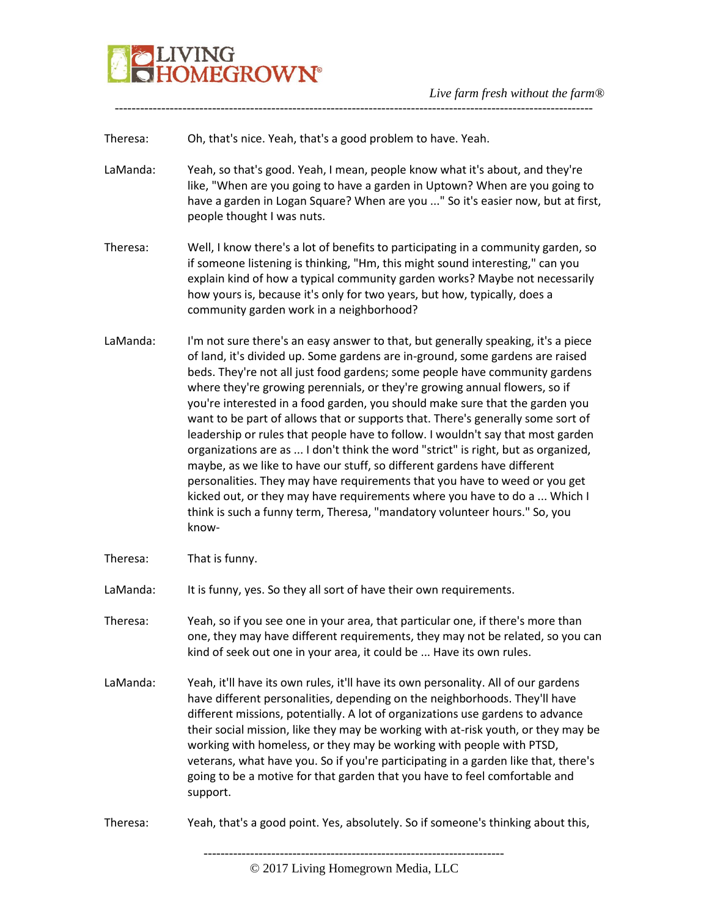Theresa: Oh, that's nice. Yeah, that's a good problem to have. Yeah.

LaManda: Yeah, so that's good. Yeah, I mean, people know what it's about, and they're like, "When are you going to have a garden in Uptown? When are you going to have a garden in Logan Square? When are you ..." So it's easier now, but at first, people thought I was nuts.

Theresa: Well, I know there's a lot of benefits to participating in a community garden, so if someone listening is thinking, "Hm, this might sound interesting," can you explain kind of how a typical community garden works? Maybe not necessarily how yours is, because it's only for two years, but how, typically, does a community garden work in a neighborhood?

LaManda: I'm not sure there's an easy answer to that, but generally speaking, it's a piece of land, it's divided up. Some gardens are in-ground, some gardens are raised beds. They're not all just food gardens; some people have community gardens where they're growing perennials, or they're growing annual flowers, so if you're interested in a food garden, you should make sure that the garden you want to be part of allows that or supports that. There's generally some sort of leadership or rules that people have to follow. I wouldn't say that most garden organizations are as ... I don't think the word "strict" is right, but as organized, maybe, as we like to have our stuff, so different gardens have different personalities. They may have requirements that you have to weed or you get kicked out, or they may have requirements where you have to do a ... Which I think is such a funny term, Theresa, "mandatory volunteer hours." So, you know-

Theresa: That is funny.

LaManda: It is funny, yes. So they all sort of have their own requirements.

Theresa: Yeah, so if you see one in your area, that particular one, if there's more than one, they may have different requirements, they may not be related, so you can kind of seek out one in your area, it could be ... Have its own rules.

LaManda: Yeah, it'll have its own rules, it'll have its own personality. All of our gardens have different personalities, depending on the neighborhoods. They'll have different missions, potentially. A lot of organizations use gardens to advance their social mission, like they may be working with at-risk youth, or they may be working with homeless, or they may be working with people with PTSD, veterans, what have you. So if you're participating in a garden like that, there's going to be a motive for that garden that you have to feel comfortable and support.

Theresa: Yeah, that's a good point. Yes, absolutely. So if someone's thinking about this,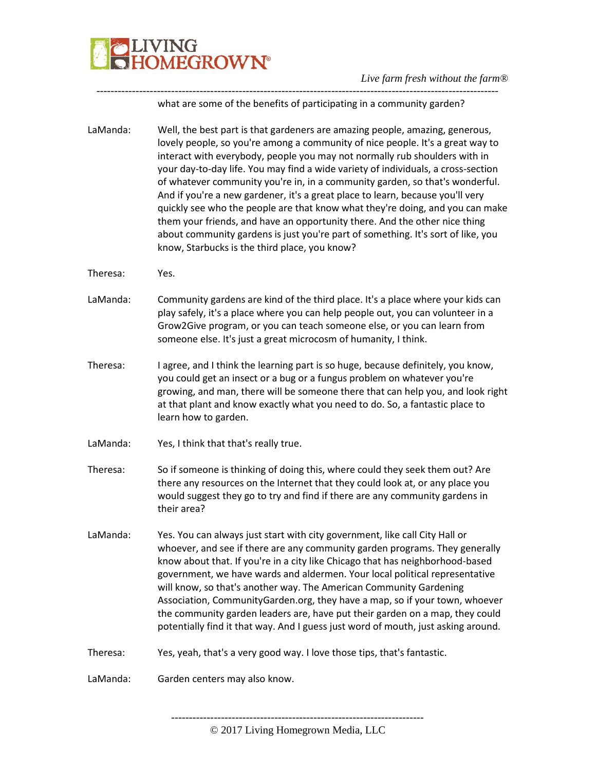what are some of the benefits of participating in a community garden?

LaManda: Well, the best part is that gardeners are amazing people, amazing, generous, lovely people, so you're among a community of nice people. It's a great way to interact with everybody, people you may not normally rub shoulders with in your day-to-day life. You may find a wide variety of individuals, a cross-section of whatever community you're in, in a community garden, so that's wonderful. And if you're a new gardener, it's a great place to learn, because you'll very quickly see who the people are that know what they're doing, and you can make them your friends, and have an opportunity there. And the other nice thing about community gardens is just you're part of something. It's sort of like, you know, Starbucks is the third place, you know?

Theresa: Yes.

LaManda: Community gardens are kind of the third place. It's a place where your kids can play safely, it's a place where you can help people out, you can volunteer in a Grow2Give program, or you can teach someone else, or you can learn from someone else. It's just a great microcosm of humanity, I think.

Theresa: I agree, and I think the learning part is so huge, because definitely, you know, you could get an insect or a bug or a fungus problem on whatever you're growing, and man, there will be someone there that can help you, and look right at that plant and know exactly what you need to do. So, a fantastic place to learn how to garden.

LaManda: Yes, I think that that's really true.

Theresa: So if someone is thinking of doing this, where could they seek them out? Are there any resources on the Internet that they could look at, or any place you would suggest they go to try and find if there are any community gardens in their area?

LaManda: Yes. You can always just start with city government, like call City Hall or whoever, and see if there are any community garden programs. They generally know about that. If you're in a city like Chicago that has neighborhood-based government, we have wards and aldermen. Your local political representative will know, so that's another way. The American Community Gardening Association, CommunityGarden.org, they have a map, so if your town, whoever the community garden leaders are, have put their garden on a map, they could potentially find it that way. And I guess just word of mouth, just asking around.

Theresa: Yes, yeah, that's a very good way. I love those tips, that's fantastic.

LaManda: Garden centers may also know.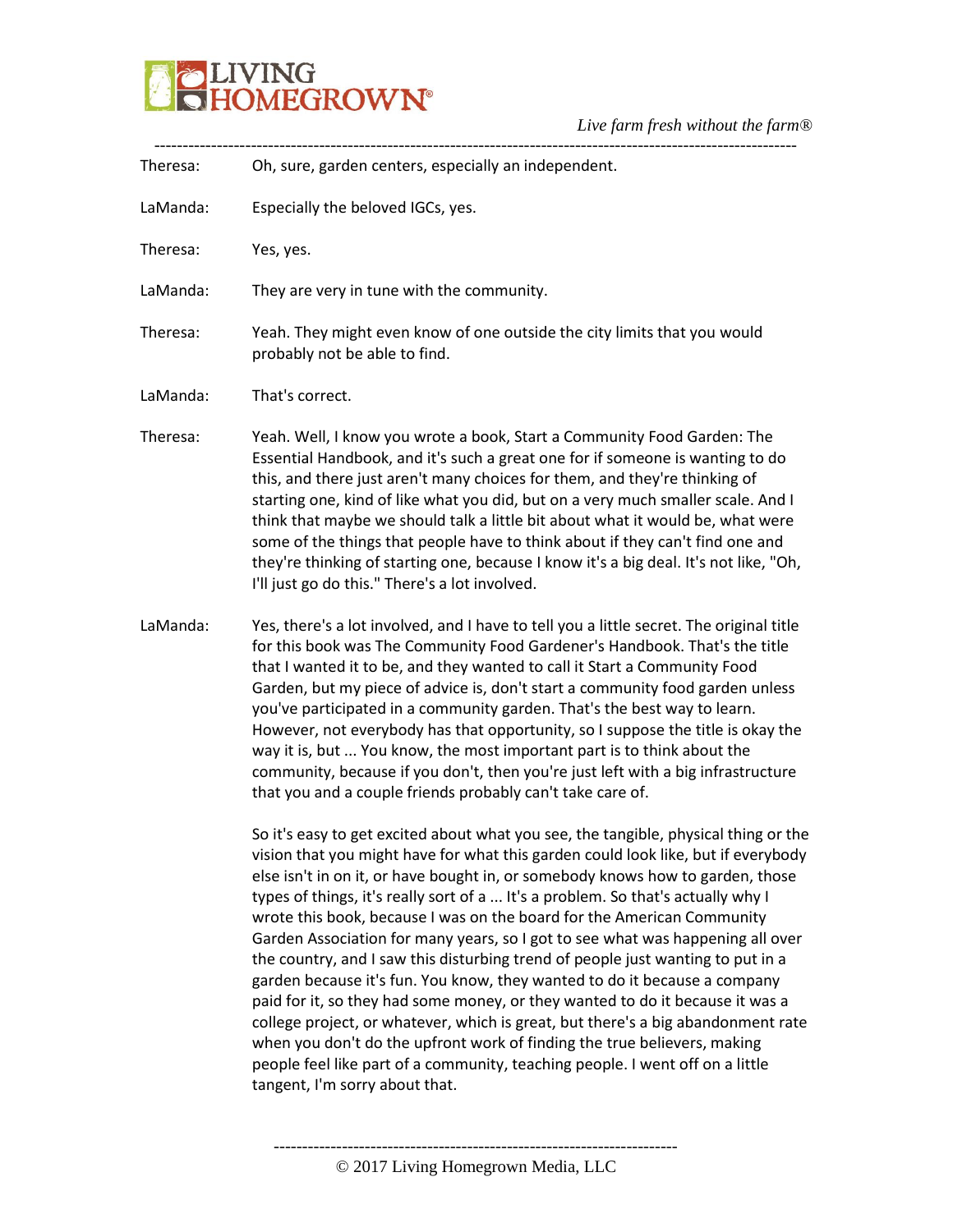Theresa: Oh, sure, garden centers, especially an independent.

LaManda: Especially the beloved IGCs, yes.

Theresa: Yes, yes.

LaManda: They are very in tune with the community.

Theresa: Yeah. They might even know of one outside the city limits that you would probably not be able to find.

LaManda: That's correct.

Theresa: Yeah. Well, I know you wrote a book, Start a Community Food Garden: The Essential Handbook, and it's such a great one for if someone is wanting to do this, and there just aren't many choices for them, and they're thinking of starting one, kind of like what you did, but on a very much smaller scale. And I think that maybe we should talk a little bit about what it would be, what were some of the things that people have to think about if they can't find one and they're thinking of starting one, because I know it's a big deal. It's not like, "Oh, I'll just go do this." There's a lot involved.

LaManda: Yes, there's a lot involved, and I have to tell you a little secret. The original title for this book was The Community Food Gardener's Handbook. That's the title that I wanted it to be, and they wanted to call it Start a Community Food Garden, but my piece of advice is, don't start a community food garden unless you've participated in a community garden. That's the best way to learn. However, not everybody has that opportunity, so I suppose the title is okay the way it is, but ... You know, the most important part is to think about the community, because if you don't, then you're just left with a big infrastructure that you and a couple friends probably can't take care of.

So it's easy to get excited about what you see, the tangible, physical thing or the vision that you might have for what this garden could look like, but if everybody else isn't in on it, or have bought in, or somebody knows how to garden, those types of things, it's really sort of a ... It's a problem. So that's actually why I wrote this book, because I was on the board for the American Community Garden Association for many years, so I got to see what was happening all over the country, and I saw this disturbing trend of people just wanting to put in a garden because it's fun. You know, they wanted to do it because a company paid for it, so they had some money, or they wanted to do it because it was a college project, or whatever, which is great, but there's a big abandonment rate when you don't do the upfront work of finding the true believers, making people feel like part of a community, teaching people. I went off on a little tangent, I'm sorry about that.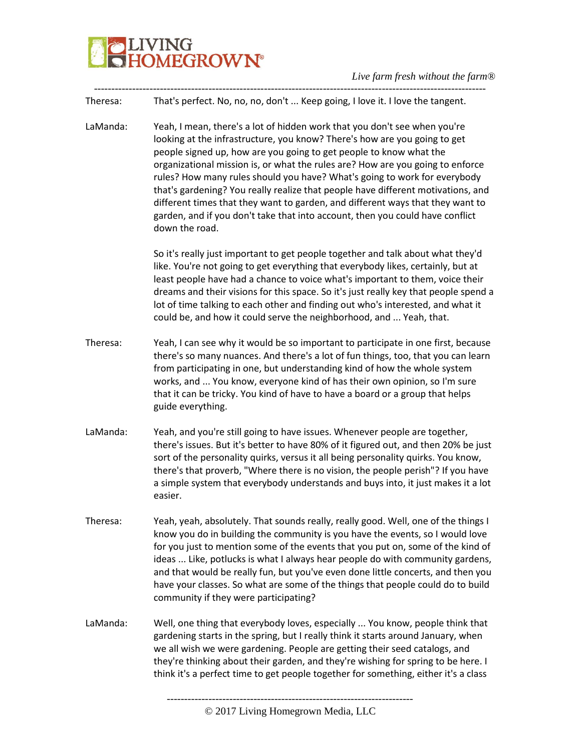Theresa: That's perfect. No, no, no, don't ... Keep going, I love it. I love the tangent.

LaManda: Yeah, I mean, there's a lot of hidden work that you don't see when you're looking at the infrastructure, you know? There's how are you going to get people signed up, how are you going to get people to know what the organizational mission is, or what the rules are? How are you going to enforce rules? How many rules should you have? What's going to work for everybody that's gardening? You really realize that people have different motivations, and different times that they want to garden, and different ways that they want to garden, and if you don't take that into account, then you could have conflict down the road.

So it's really just important to get people together and talk about what they'd like. You're not going to get everything that everybody likes, certainly, but at least people have had a chance to voice what's important to them, voice their dreams and their visions for this space. So it's just really key that people spend a lot of time talking to each other and finding out who's interested, and what it could be, and how it could serve the neighborhood, and ... Yeah, that.

Theresa: Yeah, I can see why it would be so important to participate in one first, because there's so many nuances. And there's a lot of fun things, too, that you can learn from participating in one, but understanding kind of how the whole system works, and ... You know, everyone kind of has their own opinion, so I'm sure that it can be tricky. You kind of have to have a board or a group that helps guide everything.

LaManda: Yeah, and you're still going to have issues. Whenever people are together, there's issues. But it's better to have 80% of it figured out, and then 20% be just sort of the personality quirks, versus it all being personality quirks. You know, there's that proverb, "Where there is no vision, the people perish"? If you have a simple system that everybody understands and buys into, it just makes it a lot easier.

Theresa: Yeah, yeah, absolutely. That sounds really, really good. Well, one of the things I know you do in building the community is you have the events, so I would love for you just to mention some of the events that you put on, some of the kind of ideas ... Like, potlucks is what I always hear people do with community gardens, and that would be really fun, but you've even done little concerts, and then you have your classes. So what are some of the things that people could do to build community if they were participating?

LaManda: Well, one thing that everybody loves, especially ... You know, people think that gardening starts in the spring, but I really think it starts around January, when we all wish we were gardening. People are getting their seed catalogs, and they're thinking about their garden, and they're wishing for spring to be here. I think it's a perfect time to get people together for something, either it's a class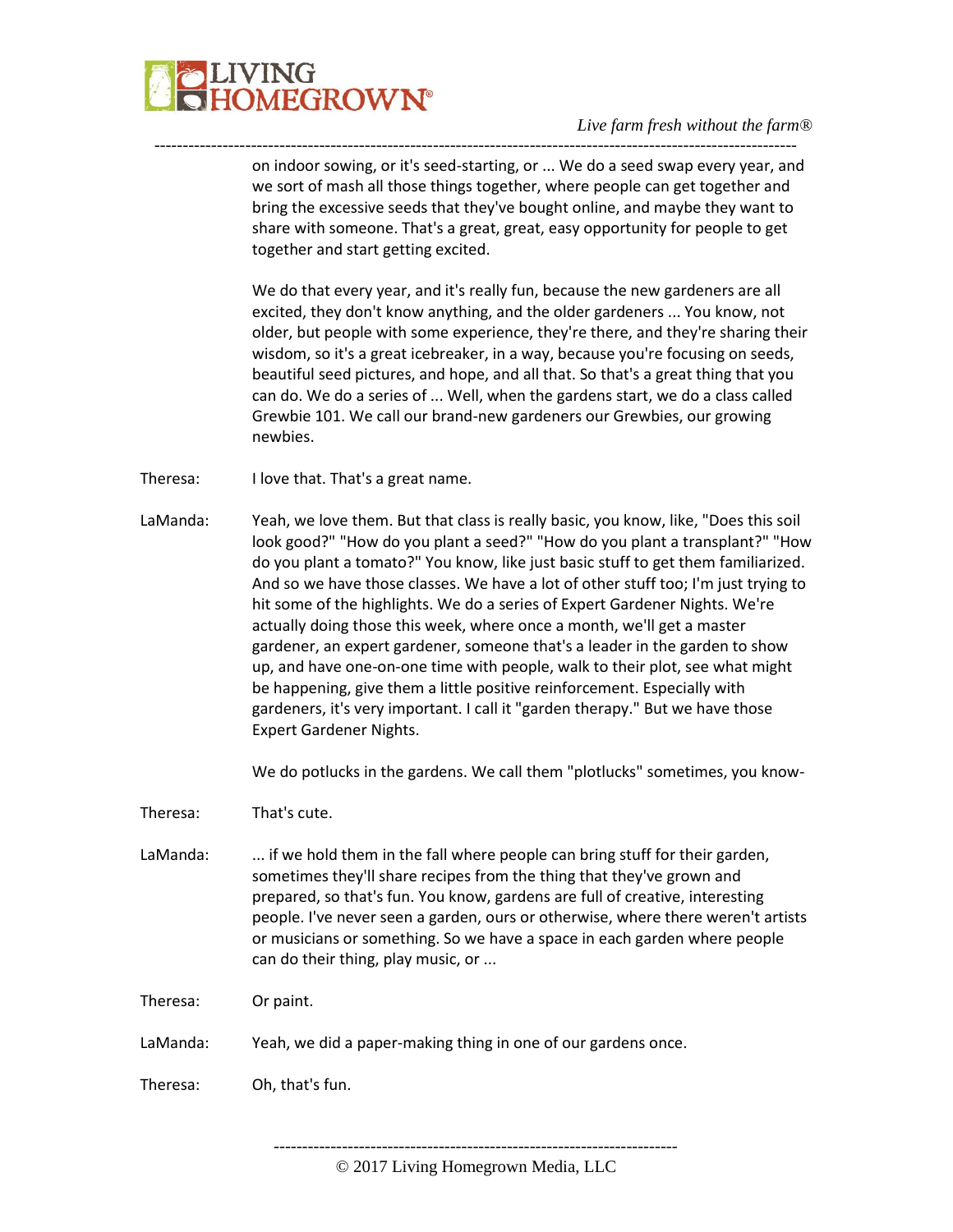on indoor sowing, or it's seed-starting, or ... We do a seed swap every year, and we sort of mash all those things together, where people can get together and bring the excessive seeds that they've bought online, and maybe they want to share with someone. That's a great, great, easy opportunity for people to get together and start getting excited.

We do that every year, and it's really fun, because the new gardeners are all excited, they don't know anything, and the older gardeners ... You know, not older, but people with some experience, they're there, and they're sharing their wisdom, so it's a great icebreaker, in a way, because you're focusing on seeds, beautiful seed pictures, and hope, and all that. So that's a great thing that you can do. We do a series of ... Well, when the gardens start, we do a class called Grewbie 101. We call our brand-new gardeners our Grewbies, our growing newbies.

Theresa: I love that. That's a great name.

LaManda: Yeah, we love them. But that class is really basic, you know, like, "Does this soil look good?" "How do you plant a seed?" "How do you plant a transplant?" "How do you plant a tomato?" You know, like just basic stuff to get them familiarized. And so we have those classes. We have a lot of other stuff too; I'm just trying to hit some of the highlights. We do a series of Expert Gardener Nights. We're actually doing those this week, where once a month, we'll get a master gardener, an expert gardener, someone that's a leader in the garden to show up, and have one-on-one time with people, walk to their plot, see what might be happening, give them a little positive reinforcement. Especially with gardeners, it's very important. I call it "garden therapy." But we have those Expert Gardener Nights.

We do potlucks in the gardens. We call them "plotlucks" sometimes, you know-

Theresa: That's cute.

LaManda: ... if we hold them in the fall where people can bring stuff for their garden, sometimes they'll share recipes from the thing that they've grown and prepared, so that's fun. You know, gardens are full of creative, interesting people. I've never seen a garden, ours or otherwise, where there weren't artists or musicians or something. So we have a space in each garden where people can do their thing, play music, or ...

Theresa: Or paint.

LaManda: Yeah, we did a paper-making thing in one of our gardens once.

Theresa: Oh, that's fun.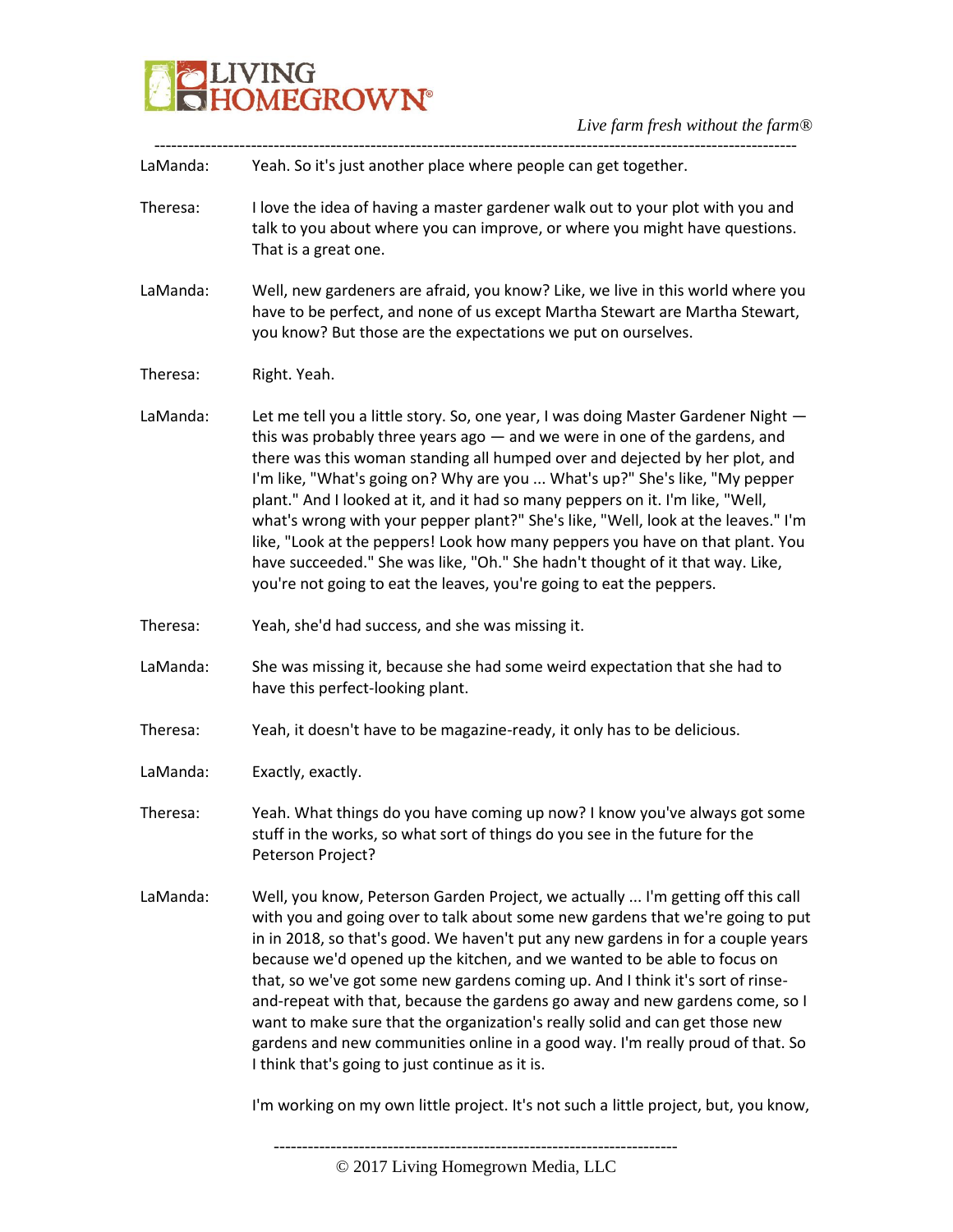LaManda: Yeah. So it's just another place where people can get together.

Theresa: I love the idea of having a master gardener walk out to your plot with you and talk to you about where you can improve, or where you might have questions. That is a great one.

LaManda: Well, new gardeners are afraid, you know? Like, we live in this world where you have to be perfect, and none of us except Martha Stewart are Martha Stewart, you know? But those are the expectations we put on ourselves.

Theresa: Right. Yeah.

LaManda: Let me tell you a little story. So, one year, I was doing Master Gardener Night — this was probably three years ago — and we were in one of the gardens, and there was this woman standing all humped over and dejected by her plot, and I'm like, "What's going on? Why are you ... What's up?" She's like, "My pepper plant." And I looked at it, and it had so many peppers on it. I'm like, "Well, what's wrong with your pepper plant?" She's like, "Well, look at the leaves." I'm like, "Look at the peppers! Look how many peppers you have on that plant. You have succeeded." She was like, "Oh." She hadn't thought of it that way. Like, you're not going to eat the leaves, you're going to eat the peppers.

Theresa: Yeah, she'd had success, and she was missing it.

LaManda: She was missing it, because she had some weird expectation that she had to have this perfect-looking plant.

Theresa: Yeah, it doesn't have to be magazine-ready, it only has to be delicious.

LaManda: Exactly, exactly.

Theresa: Yeah. What things do you have coming up now? I know you've always got some stuff in the works, so what sort of things do you see in the future for the Peterson Project?

LaManda: Well, you know, Peterson Garden Project, we actually ... I'm getting off this call with you and going over to talk about some new gardens that we're going to put in in 2018, so that's good. We haven't put any new gardens in for a couple years because we'd opened up the kitchen, and we wanted to be able to focus on that, so we've got some new gardens coming up. And I think it's sort of rinse-and-repeat with that, because the gardens go away and new gardens come, so I want to make sure that the organization's really solid and can get those new gardens and new communities online in a good way. I'm really proud of that. So I think that's going to just continue as it is.

I'm working on my own little project. It's not such a little project, but, you know,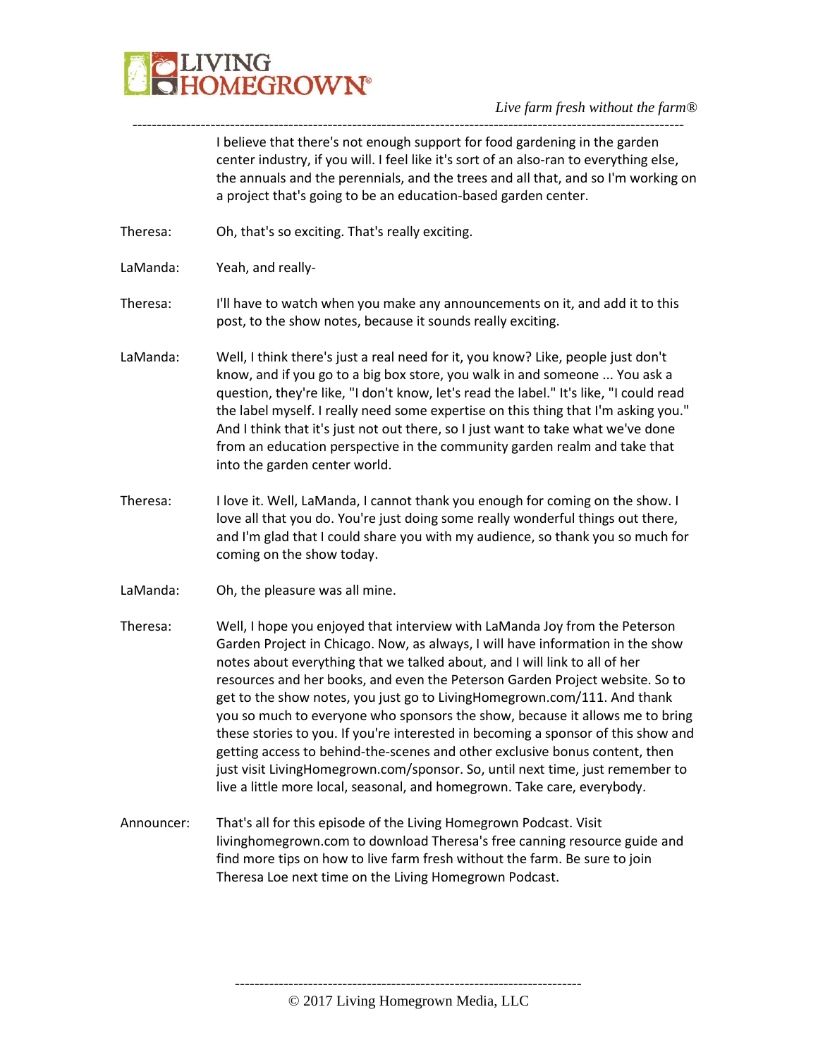I believe that there's not enough support for food gardening in the garden center industry, if you will. I feel like it's sort of an also-ran to everything else, the annuals and the perennials, and the trees and all that, and so I'm working on a project that's going to be an education-based garden center.

Theresa: Oh, that's so exciting. That's really exciting.

LaManda: Yeah, and really-

Theresa: I'll have to watch when you make any announcements on it, and add it to this post, to the show notes, because it sounds really exciting.

LaManda: Well, I think there's just a real need for it, you know? Like, people just don't know, and if you go to a big box store, you walk in and someone ... You ask a question, they're like, "I don't know, let's read the label." It's like, "I could read the label myself. I really need some expertise on this thing that I'm asking you." And I think that it's just not out there, so I just want to take what we've done from an education perspective in the community garden realm and take that into the garden center world.

Theresa: I love it. Well, LaManda, I cannot thank you enough for coming on the show. I love all that you do. You're just doing some really wonderful things out there, and I'm glad that I could share you with my audience, so thank you so much for coming on the show today.

LaManda: Oh, the pleasure was all mine.

Theresa: Well, I hope you enjoyed that interview with LaManda Joy from the Peterson Garden Project in Chicago. Now, as always, I will have information in the show notes about everything that we talked about, and I will link to all of her resources and her books, and even the Peterson Garden Project website. So to get to the show notes, you just go to LivingHomegrown.com/111. And thank you so much to everyone who sponsors the show, because it allows me to bring these stories to you. If you're interested in becoming a sponsor of this show and getting access to behind-the-scenes and other exclusive bonus content, then just visit LivingHomegrown.com/sponsor. So, until next time, just remember to live a little more local, seasonal, and homegrown. Take care, everybody.

Announcer: That's all for this episode of the Living Homegrown Podcast. Visit livinghomegrown.com to download Theresa's free canning resource guide and find more tips on how to live farm fresh without the farm. Be sure to join Theresa Loe next time on the Living Homegrown Podcast.